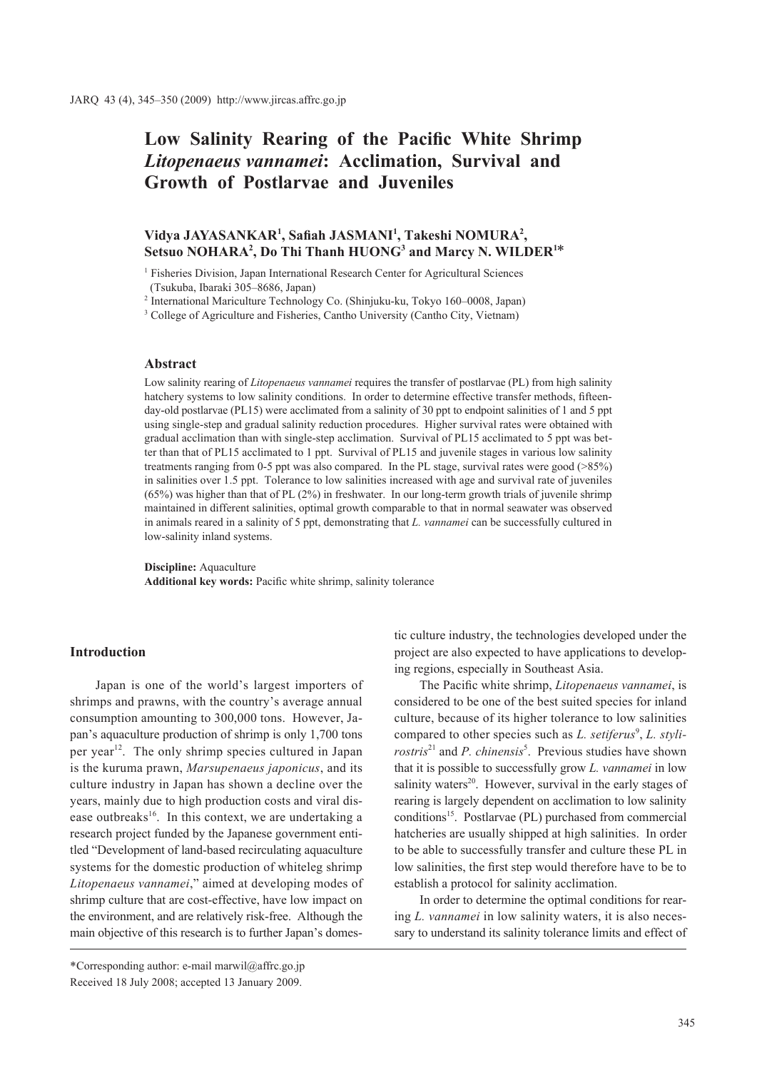# Low Salinity Rearing of the Pacific White Shrimp *Litopenaeus vannamei*: Acclimation, Survival and Growth of Postlarvae and Juveniles

**Vidya JAYASANKAR[1], Safiah JASMANI[1], Takeshi NOMURA[2], Setsuo NOHARA[2], Do Thi Thanh HUONG[3] and Marcy N. WILDER[1]***

[1] Fisheries Division, Japan International Research Center for Agricultural Sciences (Tsukuba, Ibaraki 305–8686, Japan)

[2] International Mariculture Technology Co. (Shinjuku-ku, Tokyo 160–0008, Japan)

[3] College of Agriculture and Fisheries, Cantho University (Cantho City, Vietnam)

## Abstract

Low salinity rearing of *Litopenaeus vannamei* requires the transfer of postlarvae (PL) from high salinity hatchery systems to low salinity conditions. In order to determine effective transfer methods, fifteen-day-old postlarvae (PL15) were acclimated from a salinity of 30 ppt to endpoint salinities of 1 and 5 ppt using single-step and gradual salinity reduction procedures. Higher survival rates were obtained with gradual acclimation than with single-step acclimation. Survival of PL15 acclimated to 5 ppt was better than that of PL15 acclimated to 1 ppt. Survival of PL15 and juvenile stages in various low salinity treatments ranging from 0-5 ppt was also compared. In the PL stage, survival rates were good (>85%) in salinities over 1.5 ppt. Tolerance to low salinities increased with age and survival rate of juveniles (65%) was higher than that of PL (2%) in freshwater. In our long-term growth trials of juvenile shrimp maintained in different salinities, optimal growth comparable to that in normal seawater was observed in animals reared in a salinity of 5 ppt, demonstrating that *L. vannamei* can be successfully cultured in low-salinity inland systems.

**Discipline:** Aquaculture
**Additional key words:** Pacific white shrimp, salinity tolerance

## Introduction

Japan is one of the world's largest importers of shrimps and prawns, with the country's average annual consumption amounting to 300,000 tons. However, Japan's aquaculture production of shrimp is only 1,700 tons per year[12]. The only shrimp species cultured in Japan is the kuruma prawn, *Marsupenaeus japonicus*, and its culture industry in Japan has shown a decline over the years, mainly due to high production costs and viral disease outbreaks[16]. In this context, we are undertaking a research project funded by the Japanese government entitled "Development of land-based recirculating aquaculture systems for the domestic production of whiteleg shrimp *Litopenaeus vannamei*," aimed at developing modes of shrimp culture that are cost-effective, have low impact on the environment, and are relatively risk-free. Although the main objective of this research is to further Japan's domestic culture industry, the technologies developed under the project are also expected to have applications to developing regions, especially in Southeast Asia.

The Pacific white shrimp, *Litopenaeus vannamei*, is considered to be one of the best suited species for inland culture, because of its higher tolerance to low salinities compared to other species such as *L. setiferus*[9], *L. stylirostris*[21] and *P. chinensis*[5]. Previous studies have shown that it is possible to successfully grow *L. vannamei* in low salinity waters[20]. However, survival in the early stages of rearing is largely dependent on acclimation to low salinity conditions[15]. Postlarvae (PL) purchased from commercial hatcheries are usually shipped at high salinities. In order to be able to successfully transfer and culture these PL in low salinities, the first step would therefore have to be to establish a protocol for salinity acclimation.

In order to determine the optimal conditions for rearing *L. vannamei* in low salinity waters, it is also necessary to understand its salinity tolerance limits and effect of

*Corresponding author: e-mail marwil@affrc.go.jp

Received 18 July 2008; accepted 13 January 2009.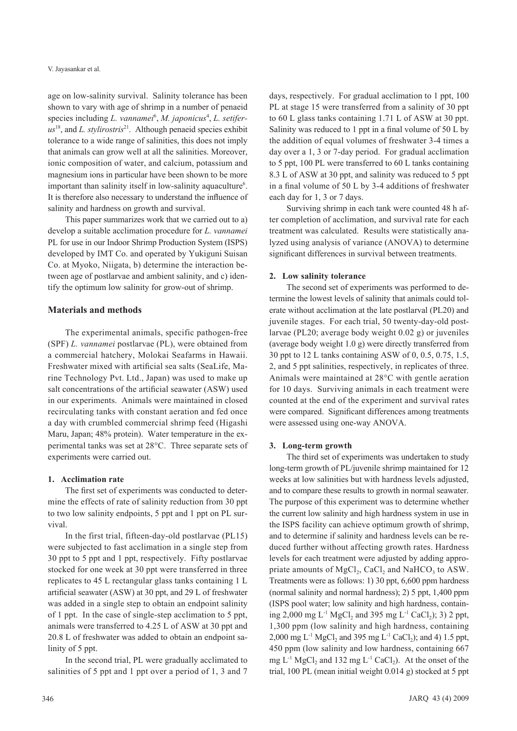age on low-salinity survival. Salinity tolerance has been shown to vary with age of shrimp in a number of penaeid species including *L. vannamei*[6], *M. japonicus*[4], *L. setiferus*[18], and *L. stylirostris*[21]. Although penaeid species exhibit tolerance to a wide range of salinities, this does not imply that animals can grow well at all the salinities. Moreover, ionic composition of water, and calcium, potassium and magnesium ions in particular have been shown to be more important than salinity itself in low-salinity aquaculture[6]. It is therefore also necessary to understand the influence of salinity and hardness on growth and survival.

This paper summarizes work that we carried out to a) develop a suitable acclimation procedure for *L. vannamei* PL for use in our Indoor Shrimp Production System (ISPS) developed by IMT Co. and operated by Yukiguni Suisan Co. at Myoko, Niigata, b) determine the interaction between age of postlarvae and ambient salinity, and c) identify the optimum low salinity for grow-out of shrimp.

## Materials and methods

The experimental animals, specific pathogen-free (SPF) *L. vannamei* postlarvae (PL), were obtained from a commercial hatchery, Molokai Seafarms in Hawaii. Freshwater mixed with artificial sea salts (SeaLife, Marine Technology Pvt. Ltd., Japan) was used to make up salt concentrations of the artificial seawater (ASW) used in our experiments. Animals were maintained in closed recirculating tanks with constant aeration and fed once a day with crumbled commercial shrimp feed (Higashi Maru, Japan; 48% protein). Water temperature in the experimental tanks was set at 28°C. Three separate sets of experiments were carried out.

### 1. Acclimation rate

The first set of experiments was conducted to determine the effects of rate of salinity reduction from 30 ppt to two low salinity endpoints, 5 ppt and 1 ppt on PL survival.

In the first trial, fifteen-day-old postlarvae (PL15) were subjected to fast acclimation in a single step from 30 ppt to 5 ppt and 1 ppt, respectively. Fifty postlarvae stocked for one week at 30 ppt were transferred in three replicates to 45 L rectangular glass tanks containing 1 L artificial seawater (ASW) at 30 ppt, and 29 L of freshwater was added in a single step to obtain an endpoint salinity of 1 ppt. In the case of single-step acclimation to 5 ppt, animals were transferred to 4.25 L of ASW at 30 ppt and 20.8 L of freshwater was added to obtain an endpoint salinity of 5 ppt.

In the second trial, PL were gradually acclimated to salinities of 5 ppt and 1 ppt over a period of 1, 3 and 7 days, respectively. For gradual acclimation to 1 ppt, 100 PL at stage 15 were transferred from a salinity of 30 ppt to 60 L glass tanks containing 1.71 L of ASW at 30 ppt. Salinity was reduced to 1 ppt in a final volume of 50 L by the addition of equal volumes of freshwater 3-4 times a day over a 1, 3 or 7-day period. For gradual acclimation to 5 ppt, 100 PL were transferred to 60 L tanks containing 8.3 L of ASW at 30 ppt, and salinity was reduced to 5 ppt in a final volume of 50 L by 3-4 additions of freshwater each day for 1, 3 or 7 days.

Surviving shrimp in each tank were counted 48 h after completion of acclimation, and survival rate for each treatment was calculated. Results were statistically analyzed using analysis of variance (ANOVA) to determine significant differences in survival between treatments.

### 2. Low salinity tolerance

The second set of experiments was performed to determine the lowest levels of salinity that animals could tolerate without acclimation at the late postlarval (PL20) and juvenile stages. For each trial, 50 twenty-day-old postlarvae (PL20; average body weight 0.02 g) or juveniles (average body weight 1.0 g) were directly transferred from 30 ppt to 12 L tanks containing ASW of 0, 0.5, 0.75, 1.5, 2, and 5 ppt salinities, respectively, in replicates of three. Animals were maintained at 28°C with gentle aeration for 10 days. Surviving animals in each treatment were counted at the end of the experiment and survival rates were compared. Significant differences among treatments were assessed using one-way ANOVA.

### 3. Long-term growth

The third set of experiments was undertaken to study long-term growth of PL/juvenile shrimp maintained for 12 weeks at low salinities but with hardness levels adjusted, and to compare these results to growth in normal seawater. The purpose of this experiment was to determine whether the current low salinity and high hardness system in use in the ISPS facility can achieve optimum growth of shrimp, and to determine if salinity and hardness levels can be reduced further without affecting growth rates. Hardness levels for each treatment were adjusted by adding appropriate amounts of $MgCl_2$, $CaCl_2$ and $NaHCO_3$ to ASW. Treatments were as follows: 1) 30 ppt, 6,600 ppm hardness (normal salinity and normal hardness); 2) 5 ppt, 1,400 ppm (ISPS pool water; low salinity and high hardness, containing 2,000 mg $L^{-1}$ $MgCl_2$ and 395 mg $L^{-1}$ $CaCl_2$); 3) 2 ppt, 1,300 ppm (low salinity and high hardness, containing 2,000 mg $L^{-1}$ $MgCl_2$ and 395 mg $L^{-1}$ $CaCl_2$); and 4) 1.5 ppt, 450 ppm (low salinity and low hardness, containing 667 mg $L^{-1}$ $MgCl_2$ and 132 mg $L^{-1}$ $CaCl_2$). At the onset of the trial, 100 PL (mean initial weight 0.014 g) stocked at 5 ppt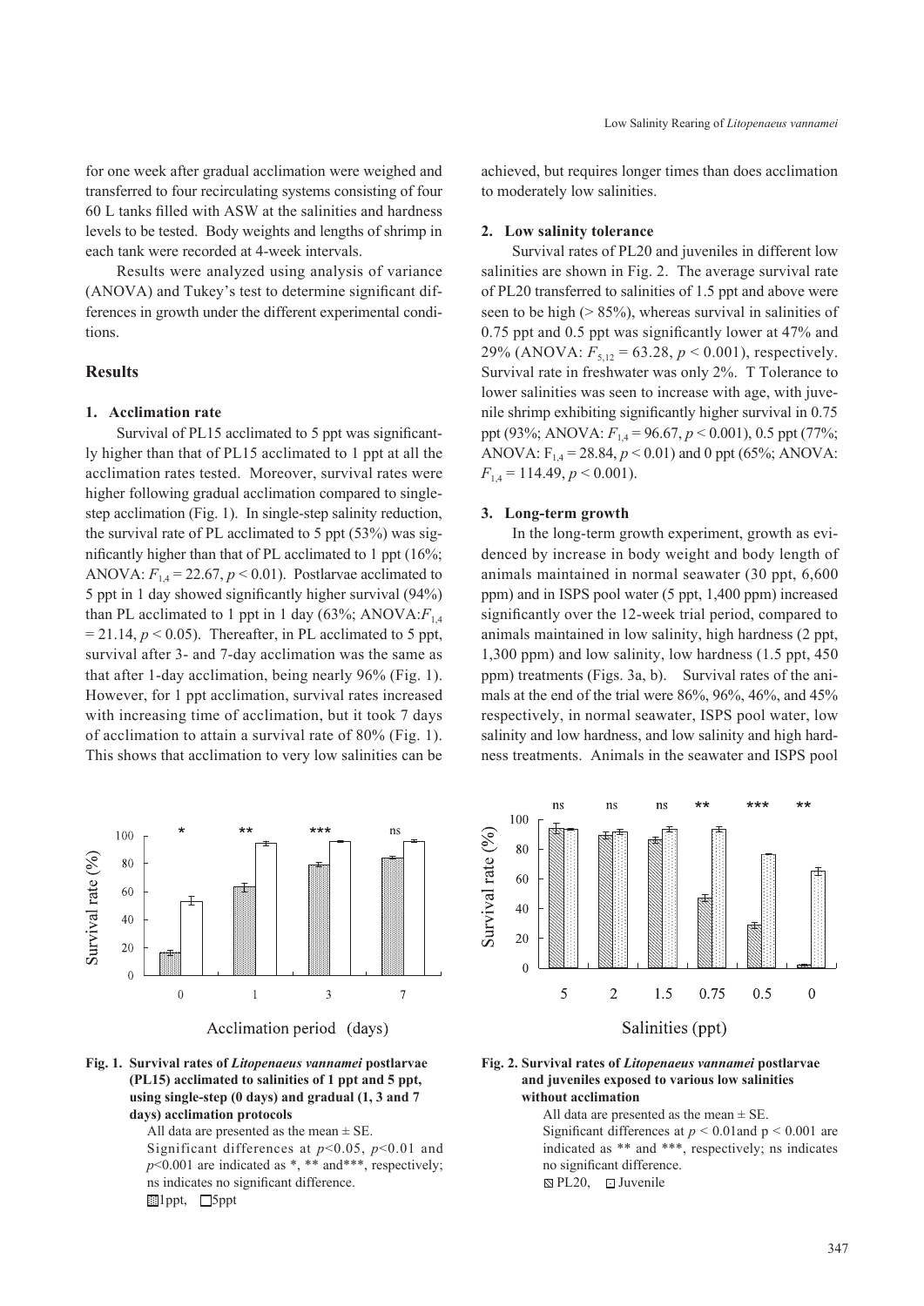for one week after gradual acclimation were weighed and transferred to four recirculating systems consisting of four 60 L tanks filled with ASW at the salinities and hardness levels to be tested. Body weights and lengths of shrimp in each tank were recorded at 4-week intervals.

Results were analyzed using analysis of variance (ANOVA) and Tukey's test to determine significant differences in growth under the different experimental conditions.

## Results

### 1. Acclimation rate

Survival of PL15 acclimated to 5 ppt was significantly higher than that of PL15 acclimated to 1 ppt at all the acclimation rates tested. Moreover, survival rates were higher following gradual acclimation compared to single-step acclimation (Fig. 1). In single-step salinity reduction, the survival rate of PL acclimated to 5 ppt (53%) was significantly higher than that of PL acclimated to 1 ppt (16%; ANOVA: $F_{1,4} = 22.67$, $p < 0.01$). Postlarvae acclimated to 5 ppt in 1 day showed significantly higher survival (94%) than PL acclimated to 1 ppt in 1 day (63%; ANOVA: $F_{1,4} = 21.14$, $p < 0.05$). Thereafter, in PL acclimated to 5 ppt, survival after 3- and 7-day acclimation was the same as that after 1-day acclimation, being nearly 96% (Fig. 1). However, for 1 ppt acclimation, survival rates increased with increasing time of acclimation, but it took 7 days of acclimation to attain a survival rate of 80% (Fig. 1). This shows that acclimation to very low salinities can be achieved, but requires longer times than does acclimation to moderately low salinities.

### 2. Low salinity tolerance

Survival rates of PL20 and juveniles in different low salinities are shown in Fig. 2. The average survival rate of PL20 transferred to salinities of 1.5 ppt and above were seen to be high (> 85%), whereas survival in salinities of 0.75 ppt and 0.5 ppt was significantly lower at 47% and 29% (ANOVA: $F_{5,12} = 63.28$, $p < 0.001$), respectively. Survival rate in freshwater was only 2%. T Tolerance to lower salinities was seen to increase with age, with juvenile shrimp exhibiting significantly higher survival in 0.75 ppt (93%; ANOVA: $F_{1,4} = 96.67$, $p < 0.001$), 0.5 ppt (77%; ANOVA: $F_{1,4} = 28.84$, $p < 0.01$) and 0 ppt (65%; ANOVA: $F_{1,4} = 114.49$, $p < 0.001$).

### 3. Long-term growth

In the long-term growth experiment, growth as evidenced by increase in body weight and body length of animals maintained in normal seawater (30 ppt, 6,600 ppm) and in ISPS pool water (5 ppt, 1,400 ppm) increased significantly over the 12-week trial period, compared to animals maintained in low salinity, high hardness (2 ppt, 1,300 ppm) and low salinity, low hardness (1.5 ppt, 450 ppm) treatments (Figs. 3a, b). Survival rates of the animals at the end of the trial were 86%, 96%, 46%, and 45% respectively, in normal seawater, ISPS pool water, low salinity and low hardness, and low salinity and high hardness treatments. Animals in the seawater and ISPS pool

**Fig. 1. Survival rates of *Litopenaeus vannamei* postlarvae (PL15) acclimated to salinities of 1 ppt and 5 ppt, using single-step (0 days) and gradual (1, 3 and 7 days) acclimation protocols**

All data are presented as the mean ± SE.
Significant differences at $p<0.05$, $p<0.01$ and $p<0.001$ are indicated as *, ** and***, respectively; ns indicates no significant difference.
1ppt, 5ppt

**Fig. 2. Survival rates of *Litopenaeus vannamei* postlarvae and juveniles exposed to various low salinities without acclimation**

All data are presented as the mean ± SE.
Significant differences at $p < 0.01$and $p < 0.001$ are indicated as ** and ***, respectively; ns indicates no significant difference.
PL20, Juvenile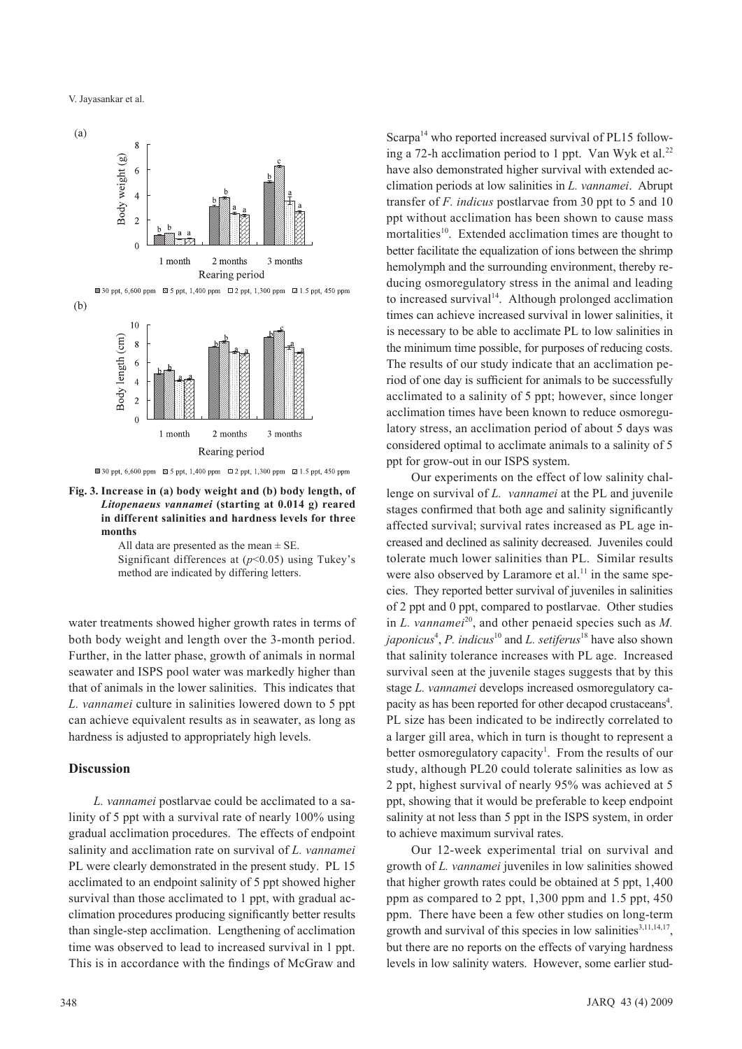(a)

(b)

**Fig. 3. Increase in (a) body weight and (b) body length, of *Litopenaeus vannamei* (starting at 0.014 g) reared in different salinities and hardness levels for three months**

All data are presented as the mean ± SE.
Significant differences at ($p$<0.05) using Tukey's method are indicated by differing letters.

water treatments showed higher growth rates in terms of both body weight and length over the 3-month period. Further, in the latter phase, growth of animals in normal seawater and ISPS pool water was markedly higher than that of animals in the lower salinities. This indicates that *L. vannamei* culture in salinities lowered down to 5 ppt can achieve equivalent results as in seawater, as long as hardness is adjusted to appropriately high levels.

## Discussion

*L. vannamei* postlarvae could be acclimated to a salinity of 5 ppt with a survival rate of nearly 100% using gradual acclimation procedures. The effects of endpoint salinity and acclimation rate on survival of *L. vannamei* PL were clearly demonstrated in the present study. PL 15 acclimated to an endpoint salinity of 5 ppt showed higher survival than those acclimated to 1 ppt, with gradual acclimation procedures producing significantly better results than single-step acclimation. Lengthening of acclimation time was observed to lead to increased survival in 1 ppt. This is in accordance with the findings of McGraw and Scarpa[14] who reported increased survival of PL15 following a 72-h acclimation period to 1 ppt. Van Wyk et al.[22] have also demonstrated higher survival with extended acclimation periods at low salinities in *L. vannamei*. Abrupt transfer of *F. indicus* postlarvae from 30 ppt to 5 and 10 ppt without acclimation has been shown to cause mass mortalities[10]. Extended acclimation times are thought to better facilitate the equalization of ions between the shrimp hemolymph and the surrounding environment, thereby reducing osmoregulatory stress in the animal and leading to increased survival[14]. Although prolonged acclimation times can achieve increased survival in lower salinities, it is necessary to be able to acclimate PL to low salinities in the minimum time possible, for purposes of reducing costs. The results of our study indicate that an acclimation period of one day is sufficient for animals to be successfully acclimated to a salinity of 5 ppt; however, since longer acclimation times have been known to reduce osmoregulatory stress, an acclimation period of about 5 days was considered optimal to acclimate animals to a salinity of 5 ppt for grow-out in our ISPS system.

Our experiments on the effect of low salinity challenge on survival of *L. vannamei* at the PL and juvenile stages confirmed that both age and salinity significantly affected survival; survival rates increased as PL age increased and declined as salinity decreased. Juveniles could tolerate much lower salinities than PL. Similar results were also observed by Laramore et al.[11] in the same species. They reported better survival of juveniles in salinities of 2 ppt and 0 ppt, compared to postlarvae. Other studies in *L. vannamei*[20], and other penaeid species such as *M. japonicus*[4], *P. indicus*[10] and *L. setiferus*[18] have also shown that salinity tolerance increases with PL age. Increased survival seen at the juvenile stages suggests that by this stage *L. vannamei* develops increased osmoregulatory capacity as has been reported for other decapod crustaceans[4]. PL size has been indicated to be indirectly correlated to a larger gill area, which in turn is thought to represent a better osmoregulatory capacity[1]. From the results of our study, although PL20 could tolerate salinities as low as 2 ppt, highest survival of nearly 95% was achieved at 5 ppt, showing that it would be preferable to keep endpoint salinity at not less than 5 ppt in the ISPS system, in order to achieve maximum survival rates.

Our 12-week experimental trial on survival and growth of *L. vannamei* juveniles in low salinities showed that higher growth rates could be obtained at 5 ppt, 1,400 ppm as compared to 2 ppt, 1,300 ppm and 1.5 ppt, 450 ppm. There have been a few other studies on long-term growth and survival of this species in low salinities[3,11,14,17], but there are no reports on the effects of varying hardness levels in low salinity waters. However, some earlier stud-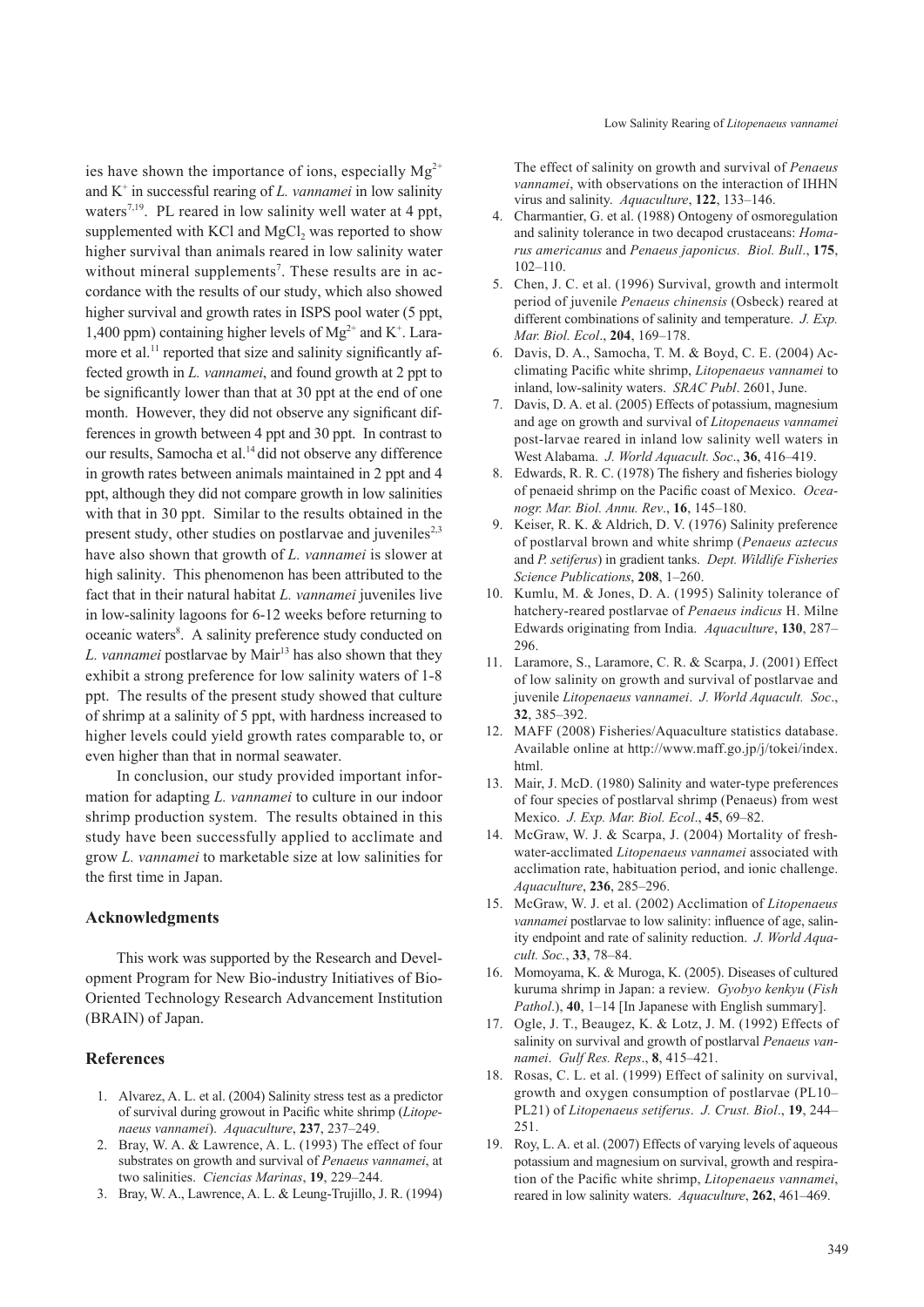ies have shown the importance of ions, especially $Mg^{2+}$ and $K^+$ in successful rearing of *L. vannamei* in low salinity waters[7,19]. PL reared in low salinity well water at 4 ppt, supplemented with KCl and $MgCl_2$ was reported to show higher survival than animals reared in low salinity water without mineral supplements[7]. These results are in accordance with the results of our study, which also showed higher survival and growth rates in ISPS pool water (5 ppt, 1,400 ppm) containing higher levels of $Mg^{2+}$ and $K^+$. Laramore et al.[11] reported that size and salinity significantly affected growth in *L. vannamei*, and found growth at 2 ppt to be significantly lower than that at 30 ppt at the end of one month. However, they did not observe any significant differences in growth between 4 ppt and 30 ppt. In contrast to our results, Samocha et al.[14] did not observe any difference in growth rates between animals maintained in 2 ppt and 4 ppt, although they did not compare growth in low salinities with that in 30 ppt. Similar to the results obtained in the present study, other studies on postlarvae and juveniles[2,3] have also shown that growth of *L. vannamei* is slower at high salinity. This phenomenon has been attributed to the fact that in their natural habitat *L. vannamei* juveniles live in low-salinity lagoons for 6-12 weeks before returning to oceanic waters[8]. A salinity preference study conducted on *L. vannamei* postlarvae by Mair[13] has also shown that they exhibit a strong preference for low salinity waters of 1-8 ppt. The results of the present study showed that culture of shrimp at a salinity of 5 ppt, with hardness increased to higher levels could yield growth rates comparable to, or even higher than that in normal seawater.

In conclusion, our study provided important information for adapting *L. vannamei* to culture in our indoor shrimp production system. The results obtained in this study have been successfully applied to acclimate and grow *L. vannamei* to marketable size at low salinities for the first time in Japan.

## Acknowledgments

This work was supported by the Research and Development Program for New Bio-industry Initiatives of Bio-Oriented Technology Research Advancement Institution (BRAIN) of Japan.

## References

1. Alvarez, A. L. et al. (2004) Salinity stress test as a predictor of survival during growout in Pacific white shrimp (*Litopenaeus vannamei*). *Aquaculture*, **237**, 237–249.
2. Bray, W. A. & Lawrence, A. L. (1993) The effect of four substrates on growth and survival of *Penaeus vannamei*, at two salinities. *Ciencias Marinas*, **19**, 229–244.
3. Bray, W. A., Lawrence, A. L. & Leung-Trujillo, J. R. (1994) The effect of salinity on growth and survival of *Penaeus vannamei*, with observations on the interaction of IHHN virus and salinity. *Aquaculture*, **122**, 133–146.
4. Charmantier, G. et al. (1988) Ontogeny of osmoregulation and salinity tolerance in two decapod crustaceans: *Homarus americanus* and *Penaeus japonicus. Biol. Bull*., **175**, 102–110.
5. Chen, J. C. et al. (1996) Survival, growth and intermolt period of juvenile *Penaeus chinensis* (Osbeck) reared at different combinations of salinity and temperature. *J. Exp. Mar. Biol. Ecol*., **204**, 169–178.
6. Davis, D. A., Samocha, T. M. & Boyd, C. E. (2004) Acclimating Pacific white shrimp, *Litopenaeus vannamei* to inland, low-salinity waters. *SRAC Publ*. 2601, June.
7. Davis, D. A. et al. (2005) Effects of potassium, magnesium and age on growth and survival of *Litopenaeus vannamei* post-larvae reared in inland low salinity well waters in West Alabama. *J. World Aquacult. Soc*., **36**, 416–419.
8. Edwards, R. R. C. (1978) The fishery and fisheries biology of penaeid shrimp on the Pacific coast of Mexico. *Oceanogr. Mar. Biol. Annu. Rev*., **16**, 145–180.
9. Keiser, R. K. & Aldrich, D. V. (1976) Salinity preference of postlarval brown and white shrimp (*Penaeus aztecus* and *P. setiferus*) in gradient tanks. *Dept. Wildlife Fisheries Science Publications*, **208**, 1–260.
10. Kumlu, M. & Jones, D. A. (1995) Salinity tolerance of hatchery-reared postlarvae of *Penaeus indicus* H. Milne Edwards originating from India. *Aquaculture*, **130**, 287–296.
11. Laramore, S., Laramore, C. R. & Scarpa, J. (2001) Effect of low salinity on growth and survival of postlarvae and juvenile *Litopenaeus vannamei*. *J. World Aquacult. Soc*., **32**, 385–392.
12. MAFF (2008) Fisheries/Aquaculture statistics database. Available online at http://www.maff.go.jp/j/tokei/index.html.
13. Mair, J. McD. (1980) Salinity and water-type preferences of four species of postlarval shrimp (Penaeus) from west Mexico. *J. Exp. Mar. Biol. Ecol*., **45**, 69–82.
14. McGraw, W. J. & Scarpa, J. (2004) Mortality of freshwater-acclimated *Litopenaeus vannamei* associated with acclimation rate, habituation period, and ionic challenge. *Aquaculture*, **236**, 285–296.
15. McGraw, W. J. et al. (2002) Acclimation of *Litopenaeus vannamei* postlarvae to low salinity: influence of age, salinity endpoint and rate of salinity reduction. *J. World Aquacult. Soc.*, **33**, 78–84.
16. Momoyama, K. & Muroga, K. (2005). Diseases of cultured kuruma shrimp in Japan: a review. *Gyobyo kenkyu* (*Fish Pathol*.), **40**, 1–14 [In Japanese with English summary].
17. Ogle, J. T., Beaugez, K. & Lotz, J. M. (1992) Effects of salinity on survival and growth of postlarval *Penaeus vannamei*. *Gulf Res. Reps*., **8**, 415–421.
18. Rosas, C. L. et al. (1999) Effect of salinity on survival, growth and oxygen consumption of postlarvae (PL10–PL21) of *Litopenaeus setiferus*. *J. Crust. Biol*., **19**, 244–251.
19. Roy, L. A. et al. (2007) Effects of varying levels of aqueous potassium and magnesium on survival, growth and respiration of the Pacific white shrimp, *Litopenaeus vannamei*, reared in low salinity waters. *Aquaculture*, **262**, 461–469.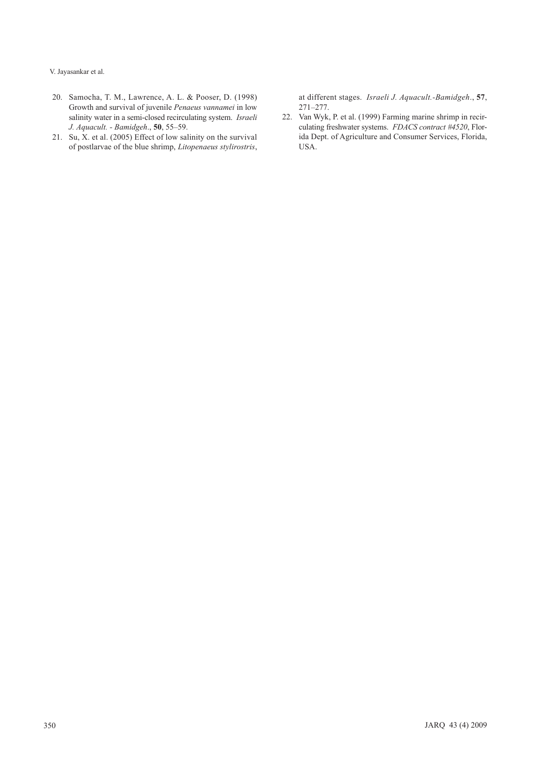20. Samocha, T. M., Lawrence, A. L. & Pooser, D. (1998) Growth and survival of juvenile *Penaeus vannamei* in low salinity water in a semi-closed recirculating system. *Israeli J. Aquacult. - Bamidgeh*., **50**, 55–59.
21. Su, X. et al. (2005) Effect of low salinity on the survival of postlarvae of the blue shrimp, *Litopenaeus stylirostris*, at different stages. *Israeli J. Aquacult.-Bamidgeh*., **57**, 271–277.
22. Van Wyk, P. et al. (1999) Farming marine shrimp in recirculating freshwater systems. *FDACS contract #4520*, Florida Dept. of Agriculture and Consumer Services, Florida, USA.